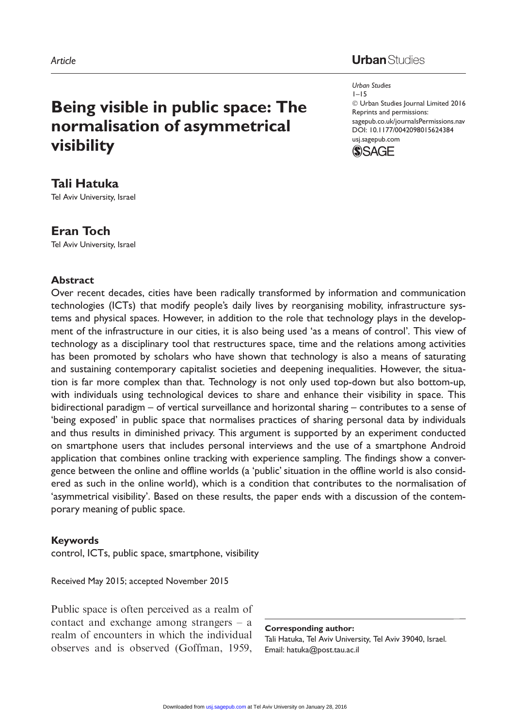Article

# Being visible in public space: The normalisation of asymmetrical visibility

**Tali Hatuka**
Tel Aviv University, Israel

**Eran Toch**
Tel Aviv University, Israel

## Abstract

Over recent decades, cities have been radically transformed by information and communication technologies (ICTs) that modify people's daily lives by reorganising mobility, infrastructure systems and physical spaces. However, in addition to the role that technology plays in the development of the infrastructure in our cities, it is also being used 'as a means of control'. This view of technology as a disciplinary tool that restructures space, time and the relations among activities has been promoted by scholars who have shown that technology is also a means of saturating and sustaining contemporary capitalist societies and deepening inequalities. However, the situation is far more complex than that. Technology is not only used top-down but also bottom-up, with individuals using technological devices to share and enhance their visibility in space. This bidirectional paradigm – of vertical surveillance and horizontal sharing – contributes to a sense of 'being exposed' in public space that normalises practices of sharing personal data by individuals and thus results in diminished privacy. This argument is supported by an experiment conducted on smartphone users that includes personal interviews and the use of a smartphone Android application that combines online tracking with experience sampling. The findings show a convergence between the online and offline worlds (a 'public' situation in the offline world is also considered as such in the online world), which is a condition that contributes to the normalisation of 'asymmetrical visibility'. Based on these results, the paper ends with a discussion of the contemporary meaning of public space.

## Keywords

control, ICTs, public space, smartphone, visibility

Received May 2015; accepted November 2015

Public space is often perceived as a realm of contact and exchange among strangers – a realm of encounters in which the individual observes and is observed (Goffman, 1959,

**Corresponding author:**
Tali Hatuka, Tel Aviv University, Tel Aviv 39040, Israel.
Email: hatuka@post.tau.ac.il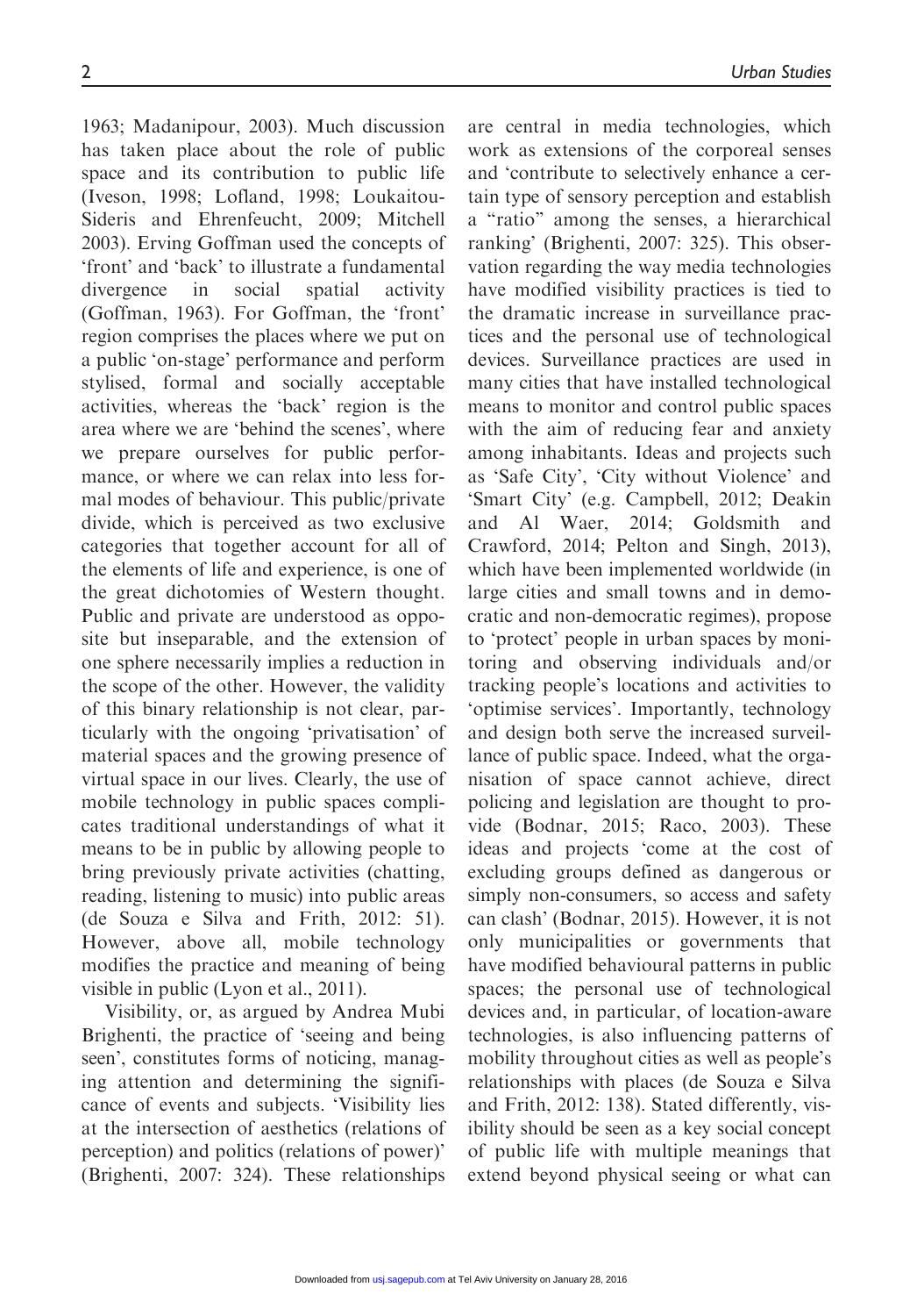1963; Madanipour, 2003). Much discussion has taken place about the role of public space and its contribution to public life (Iveson, 1998; Lofland, 1998; Loukaitou-Sideris and Ehrenfeucht, 2009; Mitchell 2003). Erving Goffman used the concepts of 'front' and 'back' to illustrate a fundamental divergence in social spatial activity (Goffman, 1963). For Goffman, the 'front' region comprises the places where we put on a public 'on-stage' performance and perform stylised, formal and socially acceptable activities, whereas the 'back' region is the area where we are 'behind the scenes', where we prepare ourselves for public performance, or where we can relax into less formal modes of behaviour. This public/private divide, which is perceived as two exclusive categories that together account for all of the elements of life and experience, is one of the great dichotomies of Western thought. Public and private are understood as opposite but inseparable, and the extension of one sphere necessarily implies a reduction in the scope of the other. However, the validity of this binary relationship is not clear, particularly with the ongoing 'privatisation' of material spaces and the growing presence of virtual space in our lives. Clearly, the use of mobile technology in public spaces complicates traditional understandings of what it means to be in public by allowing people to bring previously private activities (chatting, reading, listening to music) into public areas (de Souza e Silva and Frith, 2012: 51). However, above all, mobile technology modifies the practice and meaning of being visible in public (Lyon et al., 2011).

Visibility, or, as argued by Andrea Mubi Brighenti, the practice of 'seeing and being seen', constitutes forms of noticing, managing attention and determining the significance of events and subjects. 'Visibility lies at the intersection of aesthetics (relations of perception) and politics (relations of power)' (Brighenti, 2007: 324). These relationships are central in media technologies, which work as extensions of the corporeal senses and 'contribute to selectively enhance a certain type of sensory perception and establish a "ratio" among the senses, a hierarchical ranking' (Brighenti, 2007: 325). This observation regarding the way media technologies have modified visibility practices is tied to the dramatic increase in surveillance practices and the personal use of technological devices. Surveillance practices are used in many cities that have installed technological means to monitor and control public spaces with the aim of reducing fear and anxiety among inhabitants. Ideas and projects such as 'Safe City', 'City without Violence' and 'Smart City' (e.g. Campbell, 2012; Deakin and Al Waer, 2014; Goldsmith and Crawford, 2014; Pelton and Singh, 2013), which have been implemented worldwide (in large cities and small towns and in democratic and non-democratic regimes), propose to 'protect' people in urban spaces by monitoring and observing individuals and/or tracking people's locations and activities to 'optimise services'. Importantly, technology and design both serve the increased surveillance of public space. Indeed, what the organisation of space cannot achieve, direct policing and legislation are thought to provide (Bodnar, 2015; Raco, 2003). These ideas and projects 'come at the cost of excluding groups defined as dangerous or simply non-consumers, so access and safety can clash' (Bodnar, 2015). However, it is not only municipalities or governments that have modified behavioural patterns in public spaces; the personal use of technological devices and, in particular, of location-aware technologies, is also influencing patterns of mobility throughout cities as well as people's relationships with places (de Souza e Silva and Frith, 2012: 138). Stated differently, visibility should be seen as a key social concept of public life with multiple meanings that extend beyond physical seeing or what can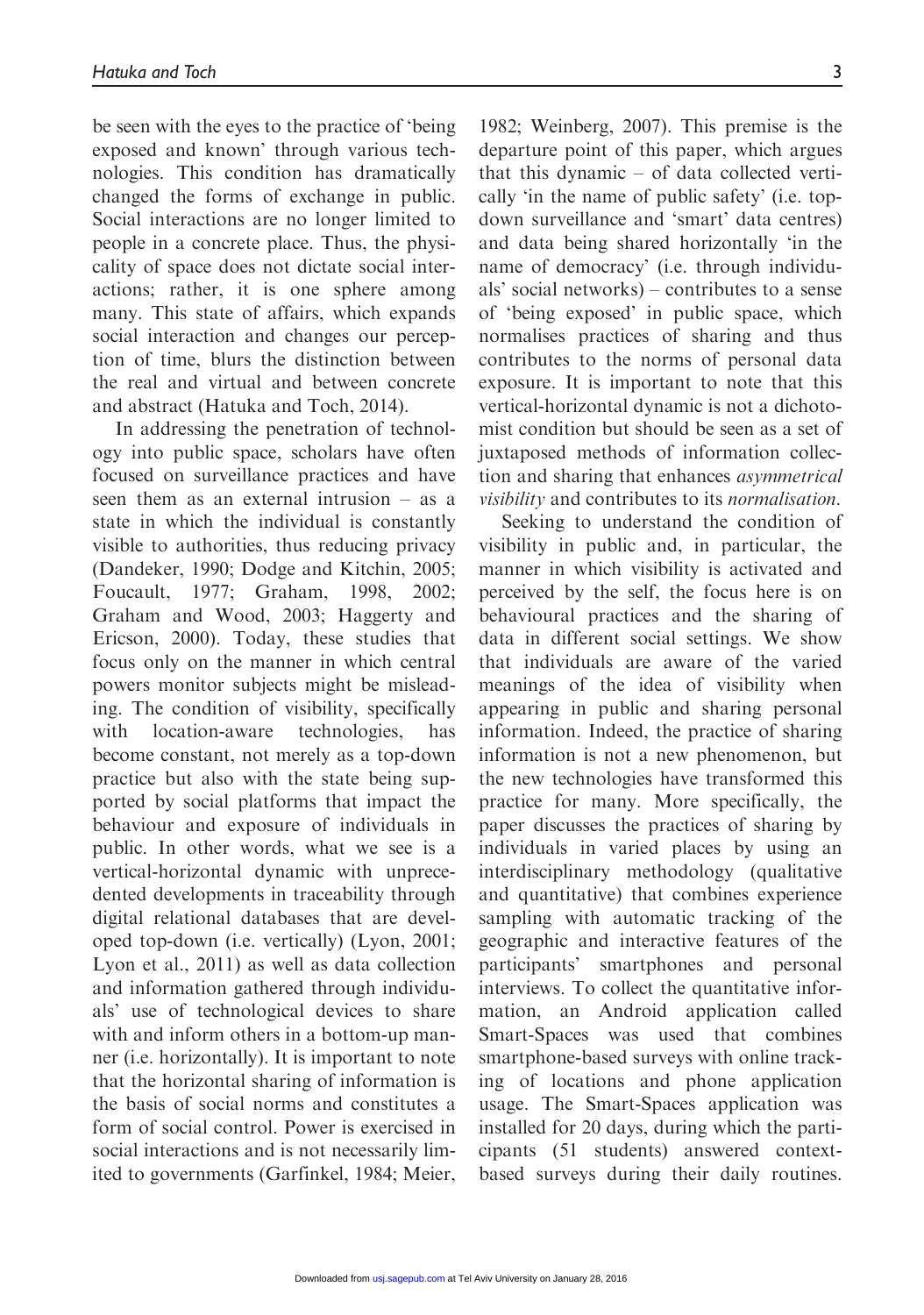be seen with the eyes to the practice of 'being exposed and known' through various technologies. This condition has dramatically changed the forms of exchange in public. Social interactions are no longer limited to people in a concrete place. Thus, the physicality of space does not dictate social interactions; rather, it is one sphere among many. This state of affairs, which expands social interaction and changes our perception of time, blurs the distinction between the real and virtual and between concrete and abstract (Hatuka and Toch, 2014).

In addressing the penetration of technology into public space, scholars have often focused on surveillance practices and have seen them as an external intrusion – as a state in which the individual is constantly visible to authorities, thus reducing privacy (Dandeker, 1990; Dodge and Kitchin, 2005; Foucault, 1977; Graham, 1998, 2002; Graham and Wood, 2003; Haggerty and Ericson, 2000). Today, these studies that focus only on the manner in which central powers monitor subjects might be misleading. The condition of visibility, specifically with location-aware technologies, has become constant, not merely as a top-down practice but also with the state being supported by social platforms that impact the behaviour and exposure of individuals in public. In other words, what we see is a vertical-horizontal dynamic with unprecedented developments in traceability through digital relational databases that are developed top-down (i.e. vertically) (Lyon, 2001; Lyon et al., 2011) as well as data collection and information gathered through individuals' use of technological devices to share with and inform others in a bottom-up manner (i.e. horizontally). It is important to note that the horizontal sharing of information is the basis of social norms and constitutes a form of social control. Power is exercised in social interactions and is not necessarily limited to governments (Garfinkel, 1984; Meier, 1982; Weinberg, 2007). This premise is the departure point of this paper, which argues that this dynamic – of data collected vertically 'in the name of public safety' (i.e. top-down surveillance and 'smart' data centres) and data being shared horizontally 'in the name of democracy' (i.e. through individuals' social networks) – contributes to a sense of 'being exposed' in public space, which normalises practices of sharing and thus contributes to the norms of personal data exposure. It is important to note that this vertical-horizontal dynamic is not a dichotomist condition but should be seen as a set of juxtaposed methods of information collection and sharing that enhances *asymmetrical visibility* and contributes to its *normalisation*.

Seeking to understand the condition of visibility in public and, in particular, the manner in which visibility is activated and perceived by the self, the focus here is on behavioural practices and the sharing of data in different social settings. We show that individuals are aware of the varied meanings of the idea of visibility when appearing in public and sharing personal information. Indeed, the practice of sharing information is not a new phenomenon, but the new technologies have transformed this practice for many. More specifically, the paper discusses the practices of sharing by individuals in varied places by using an interdisciplinary methodology (qualitative and quantitative) that combines experience sampling with automatic tracking of the geographic and interactive features of the participants' smartphones and personal interviews. To collect the quantitative information, an Android application called Smart-Spaces was used that combines smartphone-based surveys with online tracking of locations and phone application usage. The Smart-Spaces application was installed for 20 days, during which the participants (51 students) answered context-based surveys during their daily routines.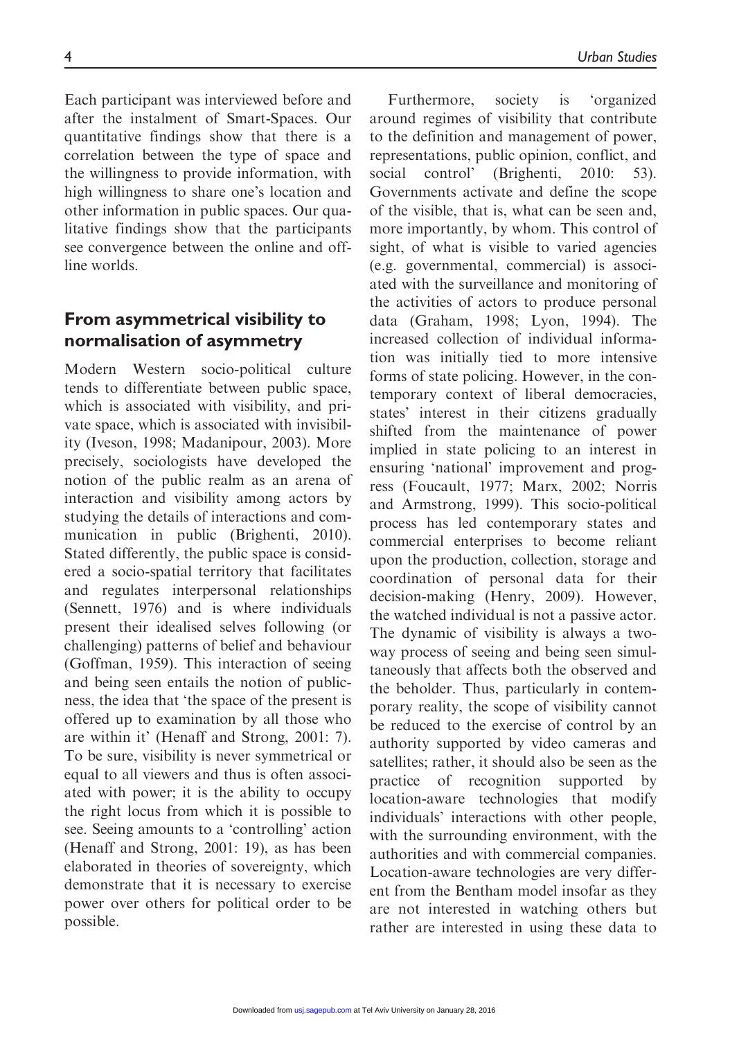Each participant was interviewed before and after the instalment of Smart-Spaces. Our quantitative findings show that there is a correlation between the type of space and the willingness to provide information, with high willingness to share one's location and other information in public spaces. Our qualitative findings show that the participants see convergence between the online and offline worlds.

## From asymmetrical visibility to normalisation of asymmetry

Modern Western socio-political culture tends to differentiate between public space, which is associated with visibility, and private space, which is associated with invisibility (Iveson, 1998; Madanipour, 2003). More precisely, sociologists have developed the notion of the public realm as an arena of interaction and visibility among actors by studying the details of interactions and communication in public (Brighenti, 2010). Stated differently, the public space is considered a socio-spatial territory that facilitates and regulates interpersonal relationships (Sennett, 1976) and is where individuals present their idealised selves following (or challenging) patterns of belief and behaviour (Goffman, 1959). This interaction of seeing and being seen entails the notion of publicness, the idea that 'the space of the present is offered up to examination by all those who are within it' (Henaff and Strong, 2001: 7). To be sure, visibility is never symmetrical or equal to all viewers and thus is often associated with power; it is the ability to occupy the right locus from which it is possible to see. Seeing amounts to a 'controlling' action (Henaff and Strong, 2001: 19), as has been elaborated in theories of sovereignty, which demonstrate that it is necessary to exercise power over others for political order to be possible.

Furthermore, society is 'organized around regimes of visibility that contribute to the definition and management of power, representations, public opinion, conflict, and social control' (Brighenti, 2010: 53). Governments activate and define the scope of the visible, that is, what can be seen and, more importantly, by whom. This control of sight, of what is visible to varied agencies (e.g. governmental, commercial) is associated with the surveillance and monitoring of the activities of actors to produce personal data (Graham, 1998; Lyon, 1994). The increased collection of individual information was initially tied to more intensive forms of state policing. However, in the contemporary context of liberal democracies, states' interest in their citizens gradually shifted from the maintenance of power implied in state policing to an interest in ensuring 'national' improvement and progress (Foucault, 1977; Marx, 2002; Norris and Armstrong, 1999). This socio-political process has led contemporary states and commercial enterprises to become reliant upon the production, collection, storage and coordination of personal data for their decision-making (Henry, 2009). However, the watched individual is not a passive actor. The dynamic of visibility is always a two-way process of seeing and being seen simultaneously that affects both the observed and the beholder. Thus, particularly in contemporary reality, the scope of visibility cannot be reduced to the exercise of control by an authority supported by video cameras and satellites; rather, it should also be seen as the practice of recognition supported by location-aware technologies that modify individuals' interactions with other people, with the surrounding environment, with the authorities and with commercial companies. Location-aware technologies are very different from the Bentham model insofar as they are not interested in watching others but rather are interested in using these data to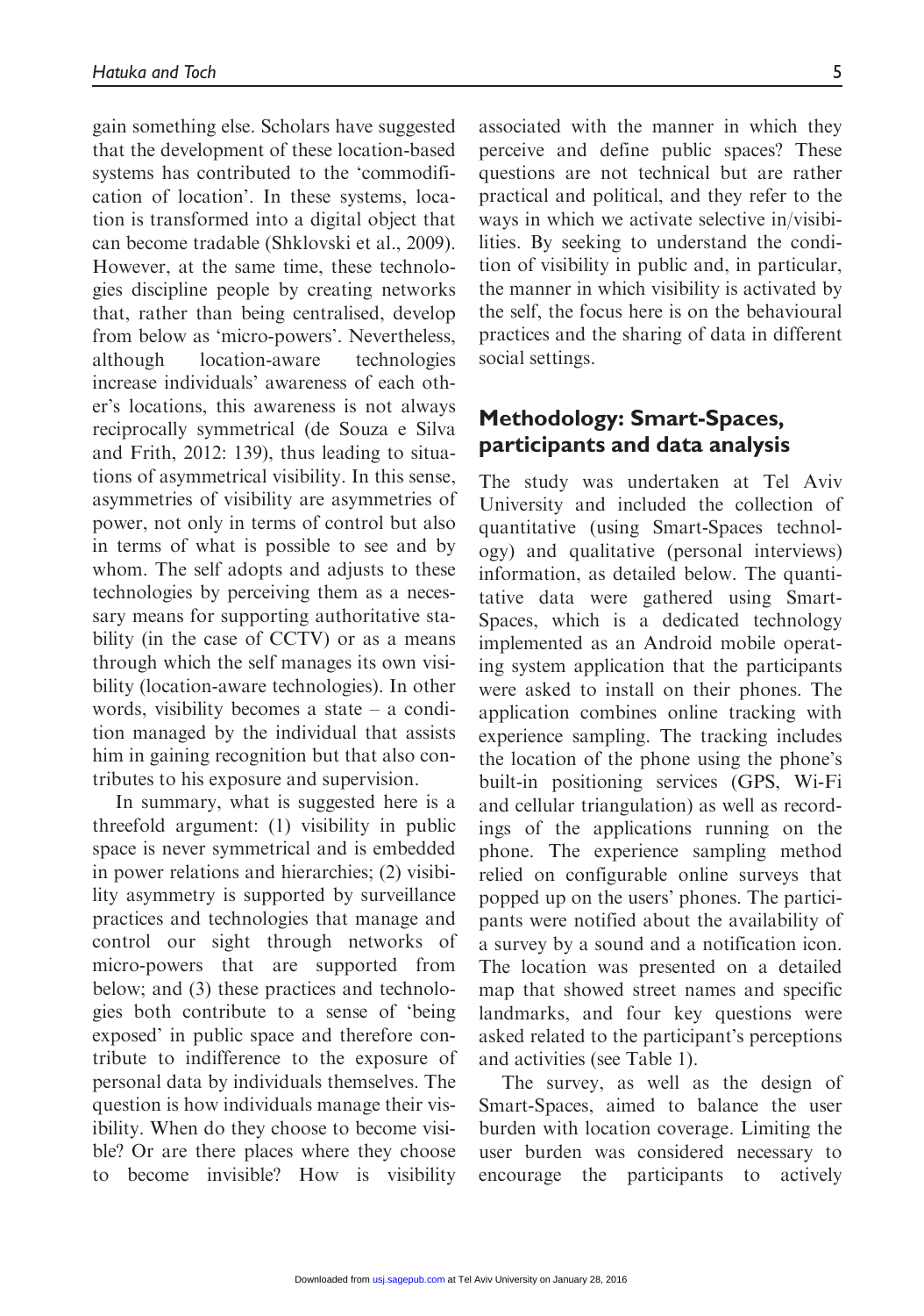gain something else. Scholars have suggested that the development of these location-based systems has contributed to the 'commodification of location'. In these systems, location is transformed into a digital object that can become tradable (Shklovski et al., 2009). However, at the same time, these technologies discipline people by creating networks that, rather than being centralised, develop from below as 'micro-powers'. Nevertheless, although location-aware technologies increase individuals' awareness of each other's locations, this awareness is not always reciprocally symmetrical (de Souza e Silva and Frith, 2012: 139), thus leading to situations of asymmetrical visibility. In this sense, asymmetries of visibility are asymmetries of power, not only in terms of control but also in terms of what is possible to see and by whom. The self adopts and adjusts to these technologies by perceiving them as a necessary means for supporting authoritative stability (in the case of CCTV) or as a means through which the self manages its own visibility (location-aware technologies). In other words, visibility becomes a state – a condition managed by the individual that assists him in gaining recognition but that also contributes to his exposure and supervision.

In summary, what is suggested here is a threefold argument: (1) visibility in public space is never symmetrical and is embedded in power relations and hierarchies; (2) visibility asymmetry is supported by surveillance practices and technologies that manage and control our sight through networks of micro-powers that are supported from below; and (3) these practices and technologies both contribute to a sense of 'being exposed' in public space and therefore contribute to indifference to the exposure of personal data by individuals themselves. The question is how individuals manage their visibility. When do they choose to become visible? Or are there places where they choose to become invisible? How is visibility associated with the manner in which they perceive and define public spaces? These questions are not technical but are rather practical and political, and they refer to the ways in which we activate selective in/visibilities. By seeking to understand the condition of visibility in public and, in particular, the manner in which visibility is activated by the self, the focus here is on the behavioural practices and the sharing of data in different social settings.

## Methodology: Smart-Spaces, participants and data analysis

The study was undertaken at Tel Aviv University and included the collection of quantitative (using Smart-Spaces technology) and qualitative (personal interviews) information, as detailed below. The quantitative data were gathered using Smart-Spaces, which is a dedicated technology implemented as an Android mobile operating system application that the participants were asked to install on their phones. The application combines online tracking with experience sampling. The tracking includes the location of the phone using the phone's built-in positioning services (GPS, Wi-Fi and cellular triangulation) as well as recordings of the applications running on the phone. The experience sampling method relied on configurable online surveys that popped up on the users' phones. The participants were notified about the availability of a survey by a sound and a notification icon. The location was presented on a detailed map that showed street names and specific landmarks, and four key questions were asked related to the participant's perceptions and activities (see Table 1).

The survey, as well as the design of Smart-Spaces, aimed to balance the user burden with location coverage. Limiting the user burden was considered necessary to encourage the participants to actively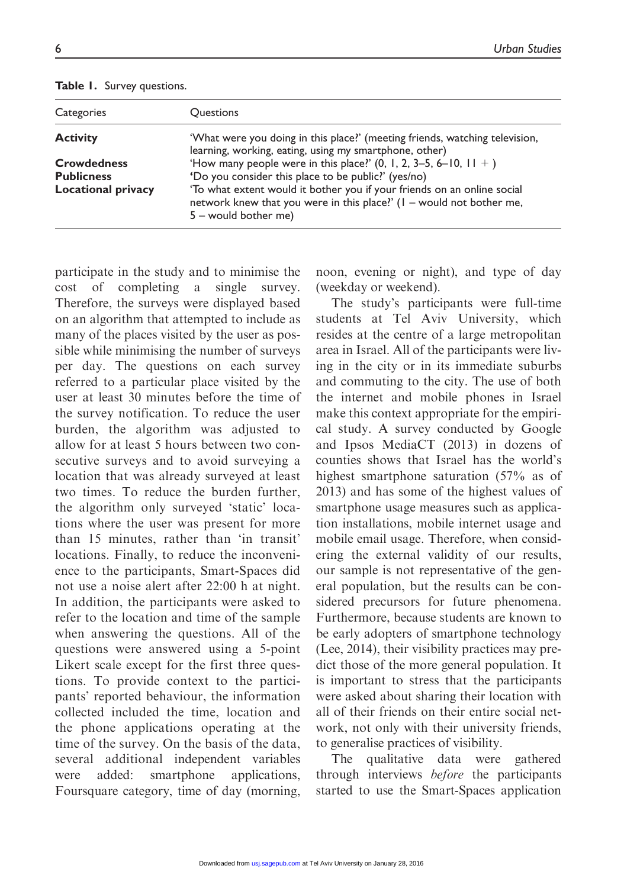**Table 1.** Survey questions.

| Categories | Questions |
|---|---|
| **Activity** | 'What were you doing in this place?' (meeting friends, watching television, learning, working, eating, using my smartphone, other) |
| **Crowdedness** | 'How many people were in this place?' (0, 1, 2, 3–5, 6–10, 11 + ) |
| **Publicness** | 'Do you consider this place to be public?' (yes/no) |
| **Locational privacy** | 'To what extent would it bother you if your friends on an online social network knew that you were in this place?' (1 – would not bother me, 5 – would bother me) |

participate in the study and to minimise the cost of completing a single survey. Therefore, the surveys were displayed based on an algorithm that attempted to include as many of the places visited by the user as possible while minimising the number of surveys per day. The questions on each survey referred to a particular place visited by the user at least 30 minutes before the time of the survey notification. To reduce the user burden, the algorithm was adjusted to allow for at least 5 hours between two consecutive surveys and to avoid surveying a location that was already surveyed at least two times. To reduce the burden further, the algorithm only surveyed 'static' locations where the user was present for more than 15 minutes, rather than 'in transit' locations. Finally, to reduce the inconvenience to the participants, Smart-Spaces did not use a noise alert after 22:00 h at night. In addition, the participants were asked to refer to the location and time of the sample when answering the questions. All of the questions were answered using a 5-point Likert scale except for the first three questions. To provide context to the participants' reported behaviour, the information collected included the time, location and the phone applications operating at the time of the survey. On the basis of the data, several additional independent variables were added: smartphone applications, Foursquare category, time of day (morning, noon, evening or night), and type of day (weekday or weekend).

The study's participants were full-time students at Tel Aviv University, which resides at the centre of a large metropolitan area in Israel. All of the participants were living in the city or in its immediate suburbs and commuting to the city. The use of both the internet and mobile phones in Israel make this context appropriate for the empirical study. A survey conducted by Google and Ipsos MediaCT (2013) in dozens of counties shows that Israel has the world's highest smartphone saturation (57% as of 2013) and has some of the highest values of smartphone usage measures such as application installations, mobile internet usage and mobile email usage. Therefore, when considering the external validity of our results, our sample is not representative of the general population, but the results can be considered precursors for future phenomena. Furthermore, because students are known to be early adopters of smartphone technology (Lee, 2014), their visibility practices may predict those of the more general population. It is important to stress that the participants were asked about sharing their location with all of their friends on their entire social network, not only with their university friends, to generalise practices of visibility.

The qualitative data were gathered through interviews *before* the participants started to use the Smart-Spaces application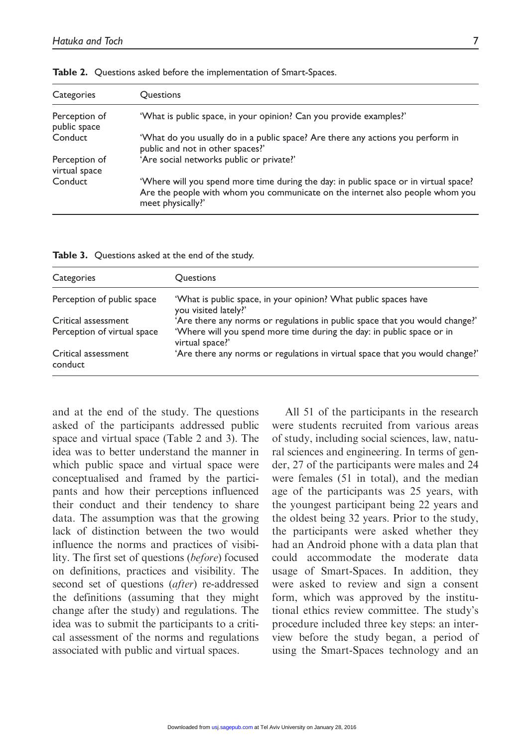**Table 2.** Questions asked before the implementation of Smart-Spaces.

| Categories | Questions |
|---|---|
| Perception of public space | 'What is public space, in your opinion? Can you provide examples?' |
| Conduct | 'What do you usually do in a public space? Are there any actions you perform in public and not in other spaces?' |
| Perception of virtual space | 'Are social networks public or private?' |
| Conduct | 'Where will you spend more time during the day: in public space or in virtual space? Are the people with whom you communicate on the internet also people whom you meet physically?' |

**Table 3.** Questions asked at the end of the study.

| Categories | Questions |
|---|---|
| Perception of public space | 'What is public space, in your opinion? What public spaces have you visited lately?' |
| Critical assessment | 'Are there any norms or regulations in public space that you would change?' |
| Perception of virtual space | 'Where will you spend more time during the day: in public space or in virtual space?' |
| Critical assessment conduct | 'Are there any norms or regulations in virtual space that you would change?' |

and at the end of the study. The questions asked of the participants addressed public space and virtual space (Table 2 and 3). The idea was to better understand the manner in which public space and virtual space were conceptualised and framed by the participants and how their perceptions influenced their conduct and their tendency to share data. The assumption was that the growing lack of distinction between the two would influence the norms and practices of visibility. The first set of questions (*before*) focused on definitions, practices and visibility. The second set of questions (*after*) re-addressed the definitions (assuming that they might change after the study) and regulations. The idea was to submit the participants to a critical assessment of the norms and regulations associated with public and virtual spaces.

All 51 of the participants in the research were students recruited from various areas of study, including social sciences, law, natural sciences and engineering. In terms of gender, 27 of the participants were males and 24 were females (51 in total), and the median age of the participants was 25 years, with the youngest participant being 22 years and the oldest being 32 years. Prior to the study, the participants were asked whether they had an Android phone with a data plan that could accommodate the moderate data usage of Smart-Spaces. In addition, they were asked to review and sign a consent form, which was approved by the institutional ethics review committee. The study's procedure included three key steps: an interview before the study began, a period of using the Smart-Spaces technology and an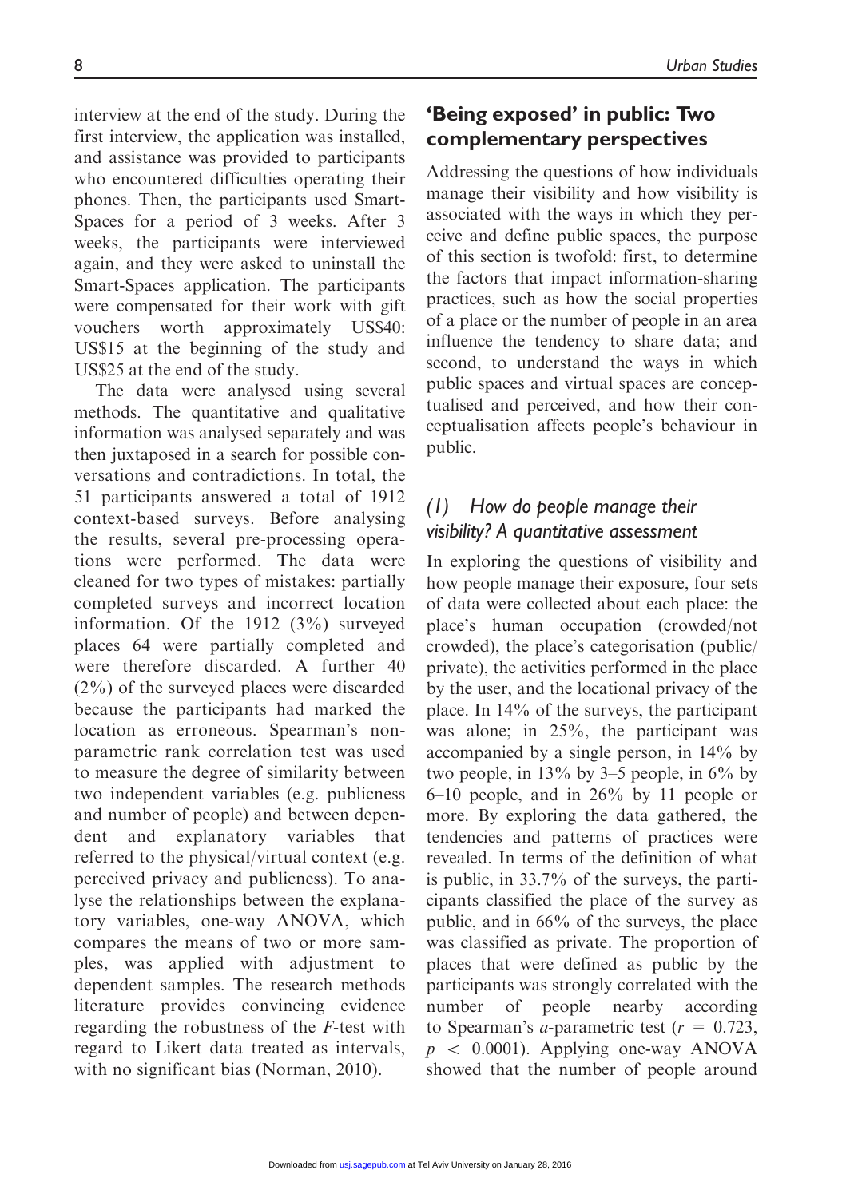interview at the end of the study. During the first interview, the application was installed, and assistance was provided to participants who encountered difficulties operating their phones. Then, the participants used Smart-Spaces for a period of 3 weeks. After 3 weeks, the participants were interviewed again, and they were asked to uninstall the Smart-Spaces application. The participants were compensated for their work with gift vouchers worth approximately US$40: US$15 at the beginning of the study and US$25 at the end of the study.

The data were analysed using several methods. The quantitative and qualitative information was analysed separately and was then juxtaposed in a search for possible conversations and contradictions. In total, the 51 participants answered a total of 1912 context-based surveys. Before analysing the results, several pre-processing operations were performed. The data were cleaned for two types of mistakes: partially completed surveys and incorrect location information. Of the 1912 (3%) surveyed places 64 were partially completed and were therefore discarded. A further 40 (2%) of the surveyed places were discarded because the participants had marked the location as erroneous. Spearman's non-parametric rank correlation test was used to measure the degree of similarity between two independent variables (e.g. publicness and number of people) and between dependent and explanatory variables that referred to the physical/virtual context (e.g. perceived privacy and publicness). To analyse the relationships between the explanatory variables, one-way ANOVA, which compares the means of two or more samples, was applied with adjustment to dependent samples. The research methods literature provides convincing evidence regarding the robustness of the $F$-test with regard to Likert data treated as intervals, with no significant bias (Norman, 2010).

## 'Being exposed' in public: Two complementary perspectives

Addressing the questions of how individuals manage their visibility and how visibility is associated with the ways in which they perceive and define public spaces, the purpose of this section is twofold: first, to determine the factors that impact information-sharing practices, such as how the social properties of a place or the number of people in an area influence the tendency to share data; and second, to understand the ways in which public spaces and virtual spaces are conceptualised and perceived, and how their conceptualisation affects people's behaviour in public.

### *(1) How do people manage their visibility? A quantitative assessment*

In exploring the questions of visibility and how people manage their exposure, four sets of data were collected about each place: the place's human occupation (crowded/not crowded), the place's categorisation (public/private), the activities performed in the place by the user, and the locational privacy of the place. In 14% of the surveys, the participant was alone; in 25%, the participant was accompanied by a single person, in 14% by two people, in 13% by 3–5 people, in 6% by 6–10 people, and in 26% by 11 people or more. By exploring the data gathered, the tendencies and patterns of practices were revealed. In terms of the definition of what is public, in 33.7% of the surveys, the participants classified the place of the survey as public, and in 66% of the surveys, the place was classified as private. The proportion of places that were defined as public by the participants was strongly correlated with the number of people nearby according to Spearman's *a*-parametric test ($r = 0.723$, $p < 0.0001$). Applying one-way ANOVA showed that the number of people around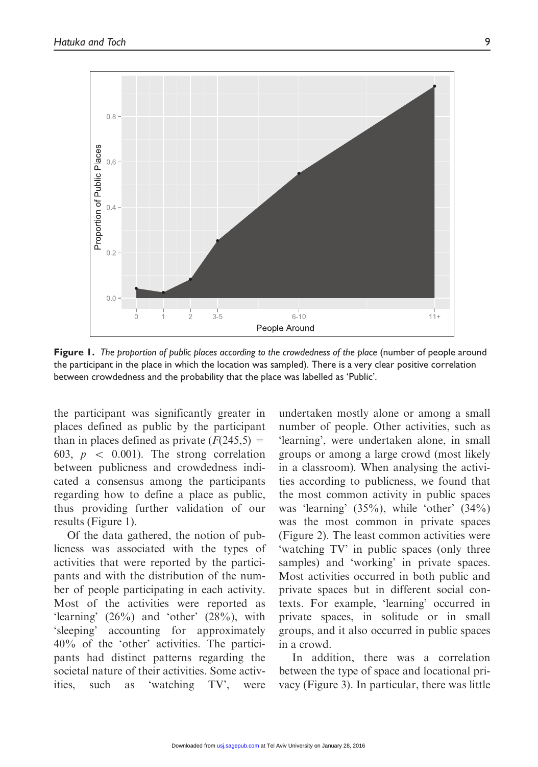**Figure 1.** *The proportion of public places according to the crowdedness of the place* (number of people around the participant in the place in which the location was sampled). There is a very clear positive correlation between crowdedness and the probability that the place was labelled as 'Public'.

the participant was significantly greater in places defined as public by the participant than in places defined as private ($F(245,5) = 603$, $p < 0.001$). The strong correlation between publicness and crowdedness indicated a consensus among the participants regarding how to define a place as public, thus providing further validation of our results (Figure 1).

Of the data gathered, the notion of publicness was associated with the types of activities that were reported by the participants and with the distribution of the number of people participating in each activity. Most of the activities were reported as 'learning' (26%) and 'other' (28%), with 'sleeping' accounting for approximately 40% of the 'other' activities. The participants had distinct patterns regarding the societal nature of their activities. Some activities, such as 'watching TV', were undertaken mostly alone or among a small number of people. Other activities, such as 'learning', were undertaken alone, in small groups or among a large crowd (most likely in a classroom). When analysing the activities according to publicness, we found that the most common activity in public spaces was 'learning' (35%), while 'other' (34%) was the most common in private spaces (Figure 2). The least common activities were 'watching TV' in public spaces (only three samples) and 'working' in private spaces. Most activities occurred in both public and private spaces but in different social contexts. For example, 'learning' occurred in private spaces, in solitude or in small groups, and it also occurred in public spaces in a crowd.

In addition, there was a correlation between the type of space and locational privacy (Figure 3). In particular, there was little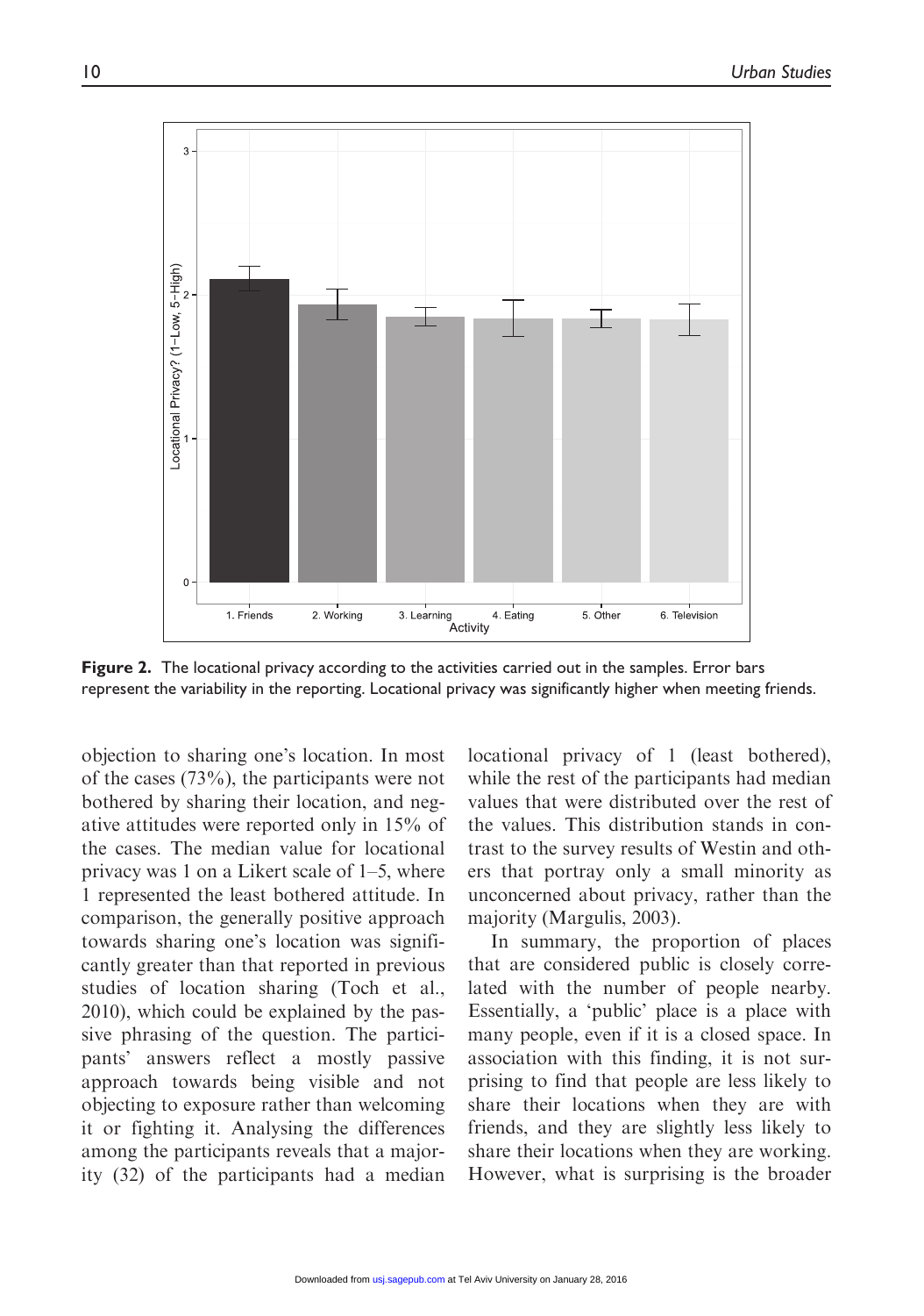**Figure 2.** The locational privacy according to the activities carried out in the samples. Error bars represent the variability in the reporting. Locational privacy was significantly higher when meeting friends.

objection to sharing one's location. In most of the cases (73%), the participants were not bothered by sharing their location, and negative attitudes were reported only in 15% of the cases. The median value for locational privacy was 1 on a Likert scale of 1–5, where 1 represented the least bothered attitude. In comparison, the generally positive approach towards sharing one's location was significantly greater than that reported in previous studies of location sharing (Toch et al., 2010), which could be explained by the passive phrasing of the question. The participants' answers reflect a mostly passive approach towards being visible and not objecting to exposure rather than welcoming it or fighting it. Analysing the differences among the participants reveals that a majority (32) of the participants had a median locational privacy of 1 (least bothered), while the rest of the participants had median values that were distributed over the rest of the values. This distribution stands in contrast to the survey results of Westin and others that portray only a small minority as unconcerned about privacy, rather than the majority (Margulis, 2003).

In summary, the proportion of places that are considered public is closely correlated with the number of people nearby. Essentially, a 'public' place is a place with many people, even if it is a closed space. In association with this finding, it is not surprising to find that people are less likely to share their locations when they are with friends, and they are slightly less likely to share their locations when they are working. However, what is surprising is the broader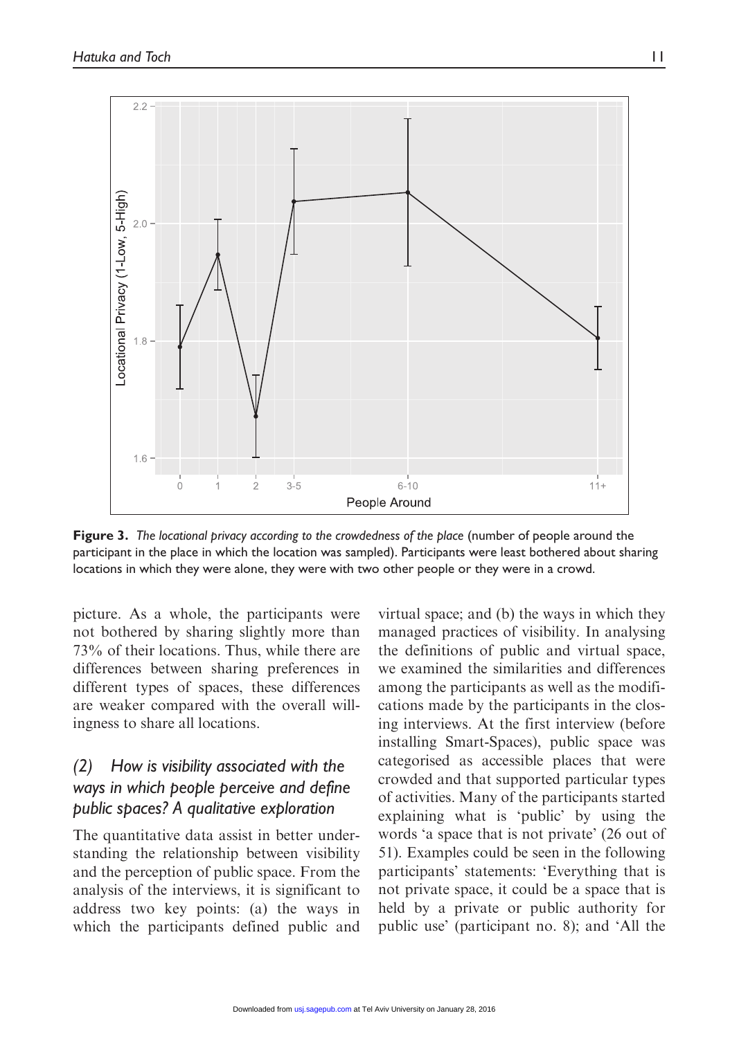**Figure 3.** *The locational privacy according to the crowdedness of the place* (number of people around the participant in the place in which the location was sampled). Participants were least bothered about sharing locations in which they were alone, they were with two other people or they were in a crowd.

picture. As a whole, the participants were not bothered by sharing slightly more than 73% of their locations. Thus, while there are differences between sharing preferences in different types of spaces, these differences are weaker compared with the overall willingness to share all locations.

## *(2) How is visibility associated with the ways in which people perceive and define public spaces? A qualitative exploration*

The quantitative data assist in better understanding the relationship between visibility and the perception of public space. From the analysis of the interviews, it is significant to address two key points: (a) the ways in which the participants defined public and virtual space; and (b) the ways in which they managed practices of visibility. In analysing the definitions of public and virtual space, we examined the similarities and differences among the participants as well as the modifications made by the participants in the closing interviews. At the first interview (before installing Smart-Spaces), public space was categorised as accessible places that were crowded and that supported particular types of activities. Many of the participants started explaining what is 'public' by using the words 'a space that is not private' (26 out of 51). Examples could be seen in the following participants' statements: 'Everything that is not private space, it could be a space that is held by a private or public authority for public use' (participant no. 8); and 'All the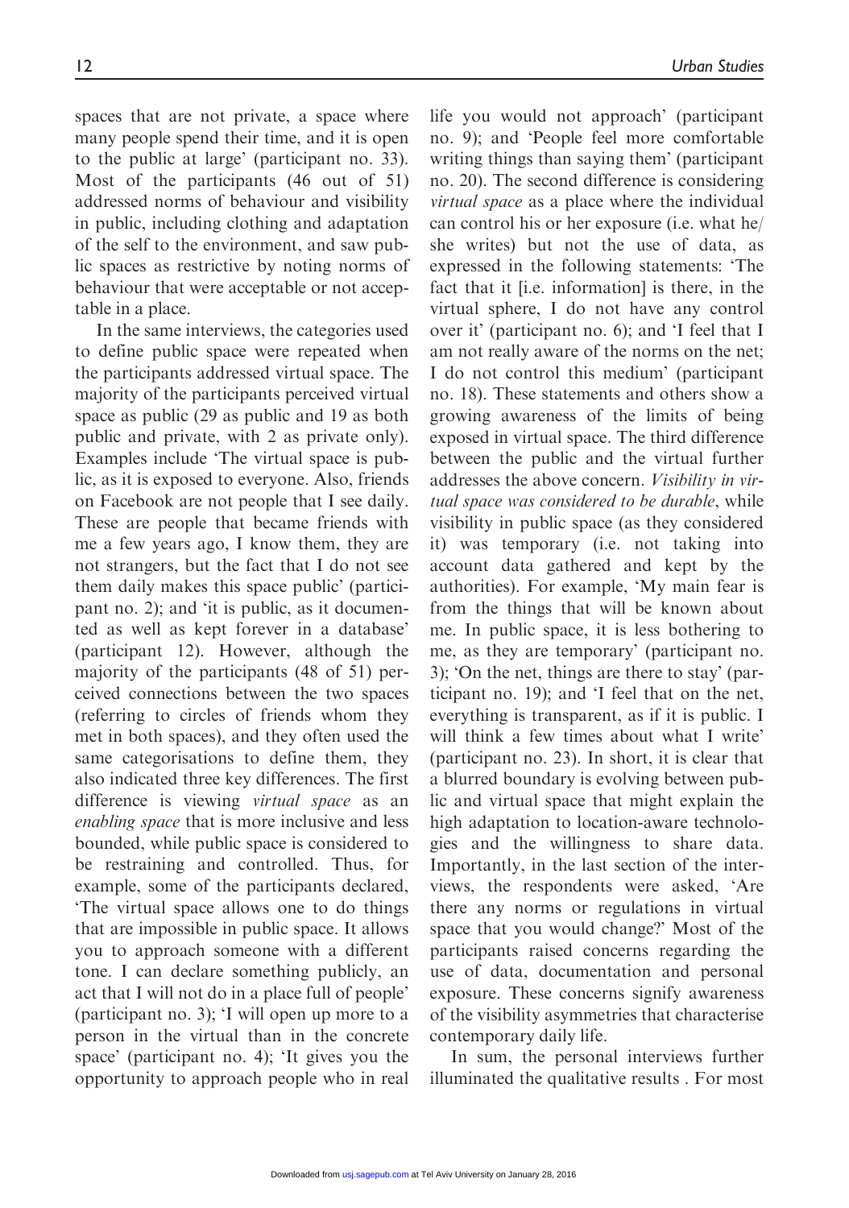spaces that are not private, a space where many people spend their time, and it is open to the public at large' (participant no. 33). Most of the participants (46 out of 51) addressed norms of behaviour and visibility in public, including clothing and adaptation of the self to the environment, and saw public spaces as restrictive by noting norms of behaviour that were acceptable or not acceptable in a place.

In the same interviews, the categories used to define public space were repeated when the participants addressed virtual space. The majority of the participants perceived virtual space as public (29 as public and 19 as both public and private, with 2 as private only). Examples include 'The virtual space is public, as it is exposed to everyone. Also, friends on Facebook are not people that I see daily. These are people that became friends with me a few years ago, I know them, they are not strangers, but the fact that I do not see them daily makes this space public' (participant no. 2); and 'it is public, as it documented as well as kept forever in a database' (participant 12). However, although the majority of the participants (48 of 51) perceived connections between the two spaces (referring to circles of friends whom they met in both spaces), and they often used the same categorisations to define them, they also indicated three key differences. The first difference is viewing *virtual space* as an *enabling space* that is more inclusive and less bounded, while public space is considered to be restraining and controlled. Thus, for example, some of the participants declared, 'The virtual space allows one to do things that are impossible in public space. It allows you to approach someone with a different tone. I can declare something publicly, an act that I will not do in a place full of people' (participant no. 3); 'I will open up more to a person in the virtual than in the concrete space' (participant no. 4); 'It gives you the opportunity to approach people who in real life you would not approach' (participant no. 9); and 'People feel more comfortable writing things than saying them' (participant no. 20). The second difference is considering *virtual space* as a place where the individual can control his or her exposure (i.e. what he/she writes) but not the use of data, as expressed in the following statements: 'The fact that it [i.e. information] is there, in the virtual sphere, I do not have any control over it' (participant no. 6); and 'I feel that I am not really aware of the norms on the net; I do not control this medium' (participant no. 18). These statements and others show a growing awareness of the limits of being exposed in virtual space. The third difference between the public and the virtual further addresses the above concern. *Visibility in virtual space was considered to be durable*, while visibility in public space (as they considered it) was temporary (i.e. not taking into account data gathered and kept by the authorities). For example, 'My main fear is from the things that will be known about me. In public space, it is less bothering to me, as they are temporary' (participant no. 3); 'On the net, things are there to stay' (participant no. 19); and 'I feel that on the net, everything is transparent, as if it is public. I will think a few times about what I write' (participant no. 23). In short, it is clear that a blurred boundary is evolving between public and virtual space that might explain the high adaptation to location-aware technologies and the willingness to share data. Importantly, in the last section of the interviews, the respondents were asked, 'Are there any norms or regulations in virtual space that you would change?' Most of the participants raised concerns regarding the use of data, documentation and personal exposure. These concerns signify awareness of the visibility asymmetries that characterise contemporary daily life.

In sum, the personal interviews further illuminated the qualitative results . For most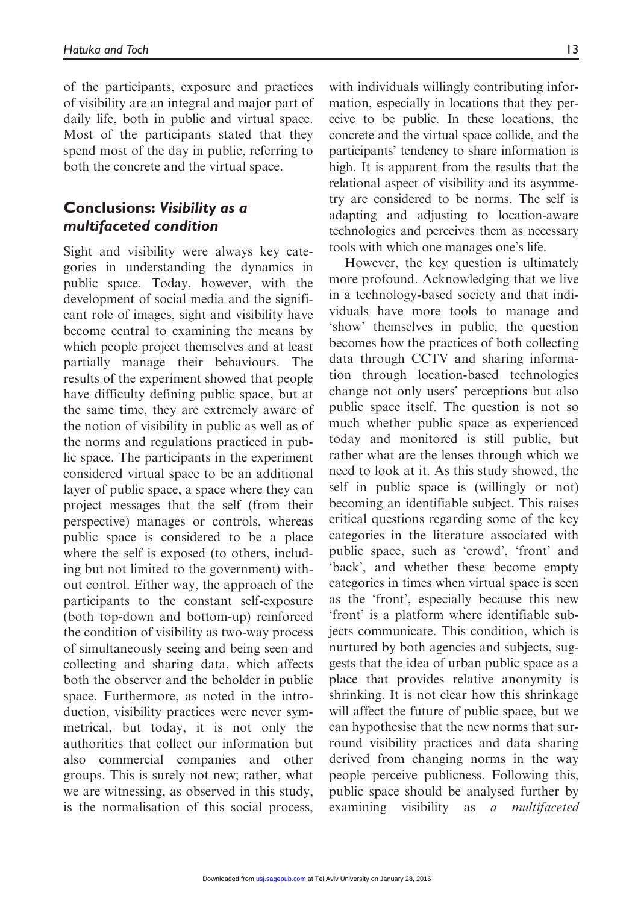of the participants, exposure and practices of visibility are an integral and major part of daily life, both in public and virtual space. Most of the participants stated that they spend most of the day in public, referring to both the concrete and the virtual space.

## Conclusions: *Visibility as a multifaceted condition*

Sight and visibility were always key categories in understanding the dynamics in public space. Today, however, with the development of social media and the significant role of images, sight and visibility have become central to examining the means by which people project themselves and at least partially manage their behaviours. The results of the experiment showed that people have difficulty defining public space, but at the same time, they are extremely aware of the notion of visibility in public as well as of the norms and regulations practiced in public space. The participants in the experiment considered virtual space to be an additional layer of public space, a space where they can project messages that the self (from their perspective) manages or controls, whereas public space is considered to be a place where the self is exposed (to others, including but not limited to the government) without control. Either way, the approach of the participants to the constant self-exposure (both top-down and bottom-up) reinforced the condition of visibility as two-way process of simultaneously seeing and being seen and collecting and sharing data, which affects both the observer and the beholder in public space. Furthermore, as noted in the introduction, visibility practices were never symmetrical, but today, it is not only the authorities that collect our information but also commercial companies and other groups. This is surely not new; rather, what we are witnessing, as observed in this study, is the normalisation of this social process, with individuals willingly contributing information, especially in locations that they perceive to be public. In these locations, the concrete and the virtual space collide, and the participants' tendency to share information is high. It is apparent from the results that the relational aspect of visibility and its asymmetry are considered to be norms. The self is adapting and adjusting to location-aware technologies and perceives them as necessary tools with which one manages one's life.

However, the key question is ultimately more profound. Acknowledging that we live in a technology-based society and that individuals have more tools to manage and 'show' themselves in public, the question becomes how the practices of both collecting data through CCTV and sharing information through location-based technologies change not only users' perceptions but also public space itself. The question is not so much whether public space as experienced today and monitored is still public, but rather what are the lenses through which we need to look at it. As this study showed, the self in public space is (willingly or not) becoming an identifiable subject. This raises critical questions regarding some of the key categories in the literature associated with public space, such as 'crowd', 'front' and 'back', and whether these become empty categories in times when virtual space is seen as the 'front', especially because this new 'front' is a platform where identifiable subjects communicate. This condition, which is nurtured by both agencies and subjects, suggests that the idea of urban public space as a place that provides relative anonymity is shrinking. It is not clear how this shrinkage will affect the future of public space, but we can hypothesise that the new norms that surround visibility practices and data sharing derived from changing norms in the way people perceive publicness. Following this, public space should be analysed further by examining visibility as *a multifaceted*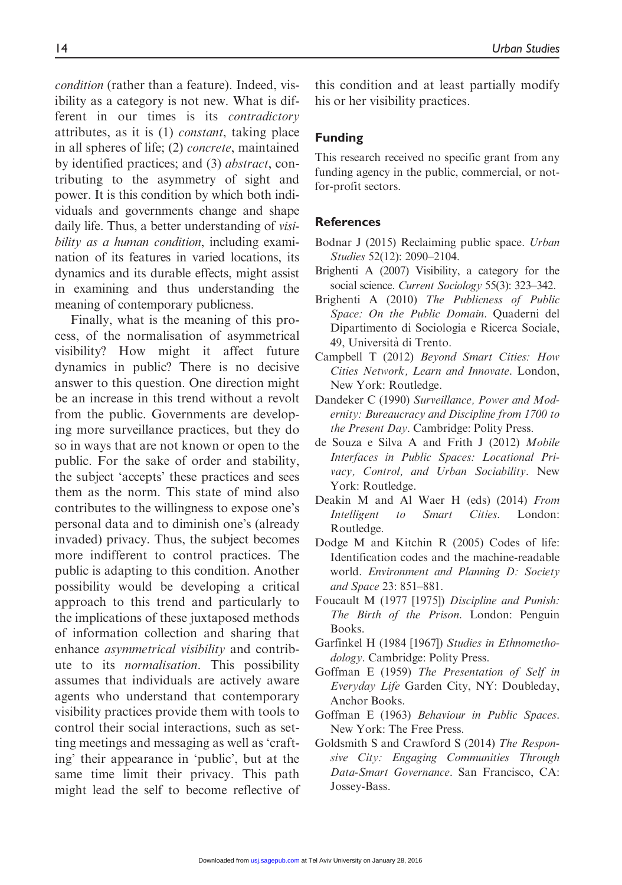*condition* (rather than a feature). Indeed, visibility as a category is not new. What is different in our times is its *contradictory* attributes, as it is (1) *constant*, taking place in all spheres of life; (2) *concrete*, maintained by identified practices; and (3) *abstract*, contributing to the asymmetry of sight and power. It is this condition by which both individuals and governments change and shape daily life. Thus, a better understanding of *visibility as a human condition*, including examination of its features in varied locations, its dynamics and its durable effects, might assist in examining and thus understanding the meaning of contemporary publicness.

Finally, what is the meaning of this process, of the normalisation of asymmetrical visibility? How might it affect future dynamics in public? There is no decisive answer to this question. One direction might be an increase in this trend without a revolt from the public. Governments are developing more surveillance practices, but they do so in ways that are not known or open to the public. For the sake of order and stability, the subject 'accepts' these practices and sees them as the norm. This state of mind also contributes to the willingness to expose one's personal data and to diminish one's (already invaded) privacy. Thus, the subject becomes more indifferent to control practices. The public is adapting to this condition. Another possibility would be developing a critical approach to this trend and particularly to the implications of these juxtaposed methods of information collection and sharing that enhance *asymmetrical visibility* and contribute to its *normalisation*. This possibility assumes that individuals are actively aware agents who understand that contemporary visibility practices provide them with tools to control their social interactions, such as setting meetings and messaging as well as 'crafting' their appearance in 'public', but at the same time limit their privacy. This path might lead the self to become reflective of this condition and at least partially modify his or her visibility practices.

## Funding

This research received no specific grant from any funding agency in the public, commercial, or not-for-profit sectors.

## References

Bodnar J (2015) Reclaiming public space. *Urban Studies* 52(12): 2090–2104.

Brighenti A (2007) Visibility, a category for the social science. *Current Sociology* 55(3): 323–342.

Brighenti A (2010) *The Publicness of Public Space: On the Public Domain*. Quaderni del Dipartimento di Sociologia e Ricerca Sociale, 49, Università di Trento.

Campbell T (2012) *Beyond Smart Cities: How Cities Network, Learn and Innovate*. London, New York: Routledge.

Dandeker C (1990) *Surveillance, Power and Modernity: Bureaucracy and Discipline from 1700 to the Present Day*. Cambridge: Polity Press.

de Souza e Silva A and Frith J (2012) *Mobile Interfaces in Public Spaces: Locational Privacy, Control, and Urban Sociability*. New York: Routledge.

Deakin M and Al Waer H (eds) (2014) *From Intelligent to Smart Cities*. London: Routledge.

Dodge M and Kitchin R (2005) Codes of life: Identification codes and the machine-readable world. *Environment and Planning D: Society and Space* 23: 851–881.

Foucault M (1977 [1975]) *Discipline and Punish: The Birth of the Prison*. London: Penguin Books.

Garfinkel H (1984 [1967]) *Studies in Ethnomethodology*. Cambridge: Polity Press.

Goffman E (1959) *The Presentation of Self in Everyday Life* Garden City, NY: Doubleday, Anchor Books.

Goffman E (1963) *Behaviour in Public Spaces*. New York: The Free Press.

Goldsmith S and Crawford S (2014) *The Responsive City: Engaging Communities Through Data-Smart Governance*. San Francisco, CA: Jossey-Bass.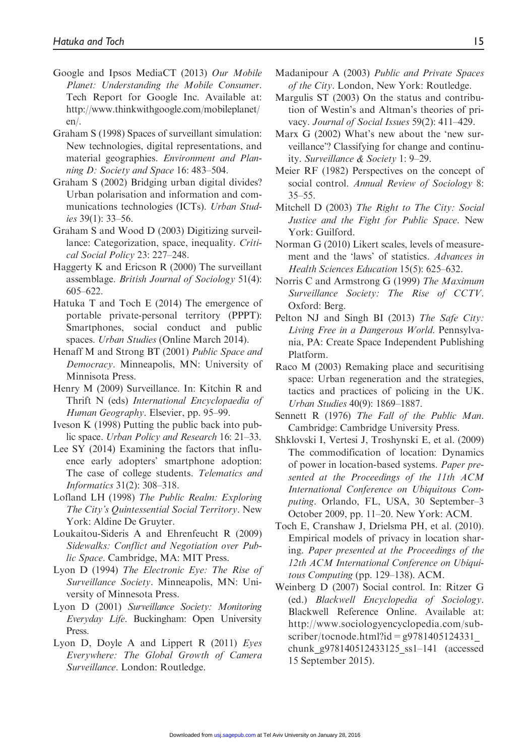Google and Ipsos MediaCT (2013) *Our Mobile Planet: Understanding the Mobile Consumer*. Tech Report for Google Inc. Available at: http://www.thinkwithgoogle.com/mobileplanet/en/.

Graham S (1998) Spaces of surveillant simulation: New technologies, digital representations, and material geographies. *Environment and Planning D: Society and Space* 16: 483–504.

Graham S (2002) Bridging urban digital divides? Urban polarisation and information and communications technologies (ICTs). *Urban Studies* 39(1): 33–56.

Graham S and Wood D (2003) Digitizing surveillance: Categorization, space, inequality. *Critical Social Policy* 23: 227–248.

Haggerty K and Ericson R (2000) The surveillant assemblage. *British Journal of Sociology* 51(4): 605–622.

Hatuka T and Toch E (2014) The emergence of portable private-personal territory (PPPT): Smartphones, social conduct and public spaces. *Urban Studies* (Online March 2014).

Henaff M and Strong BT (2001) *Public Space and Democracy*. Minneapolis, MN: University of Minnisota Press.

Henry M (2009) Surveillance. In: Kitchin R and Thrift N (eds) *International Encyclopaedia of Human Geography*. Elsevier, pp. 95–99.

Iveson K (1998) Putting the public back into public space. *Urban Policy and Research* 16: 21–33.

Lee SY (2014) Examining the factors that influence early adopters' smartphone adoption: The case of college students. *Telematics and Informatics* 31(2): 308–318.

Lofland LH (1998) *The Public Realm: Exploring The City's Quintessential Social Territory*. New York: Aldine De Gruyter.

Loukaitou-Sideris A and Ehrenfeucht R (2009) *Sidewalks: Conflict and Negotiation over Public Space*. Cambridge, MA: MIT Press.

Lyon D (1994) *The Electronic Eye: The Rise of Surveillance Society*. Minneapolis, MN: University of Minnesota Press.

Lyon D (2001) *Surveillance Society: Monitoring Everyday Life*. Buckingham: Open University Press.

Lyon D, Doyle A and Lippert R (2011) *Eyes Everywhere: The Global Growth of Camera Surveillance*. London: Routledge.

Madanipour A (2003) *Public and Private Spaces of the City*. London, New York: Routledge.

Margulis ST (2003) On the status and contribution of Westin's and Altman's theories of privacy. *Journal of Social Issues* 59(2): 411–429.

Marx G (2002) What's new about the 'new surveillance'? Classifying for change and continuity. *Surveillance & Society* 1: 9–29.

Meier RF (1982) Perspectives on the concept of social control. *Annual Review of Sociology* 8: 35–55.

Mitchell D (2003) *The Right to The City: Social Justice and the Fight for Public Space*. New York: Guilford.

Norman G (2010) Likert scales, levels of measurement and the 'laws' of statistics. *Advances in Health Sciences Education* 15(5): 625–632.

Norris C and Armstrong G (1999) *The Maximum Surveillance Society: The Rise of CCTV*. Oxford: Berg.

Pelton NJ and Singh BI (2013) *The Safe City: Living Free in a Dangerous World*. Pennsylvania, PA: Create Space Independent Publishing Platform.

Raco M (2003) Remaking place and securitising space: Urban regeneration and the strategies, tactics and practices of policing in the UK. *Urban Studies* 40(9): 1869–1887.

Sennett R (1976) *The Fall of the Public Man*. Cambridge: Cambridge University Press.

Shklovski I, Vertesi J, Troshynski E, et al. (2009) The commodification of location: Dynamics of power in location-based systems. *Paper presented at the Proceedings of the 11th ACM International Conference on Ubiquitous Computing*. Orlando, FL, USA, 30 September–3 October 2009, pp. 11–20. New York: ACM.

Toch E, Cranshaw J, Drielsma PH, et al. (2010). Empirical models of privacy in location sharing. *Paper presented at the Proceedings of the 12th ACM International Conference on Ubiquitous Computing* (pp. 129–138). ACM.

Weinberg D (2007) Social control. In: Ritzer G (ed.) *Blackwell Encyclopedia of Sociology*. Blackwell Reference Online. Available at: http://www.sociologyencyclopedia.com/subscriber/tocnode.html?id = g9781405124331_chunk_g978140512433125_ss1–141 (accessed 15 September 2015).